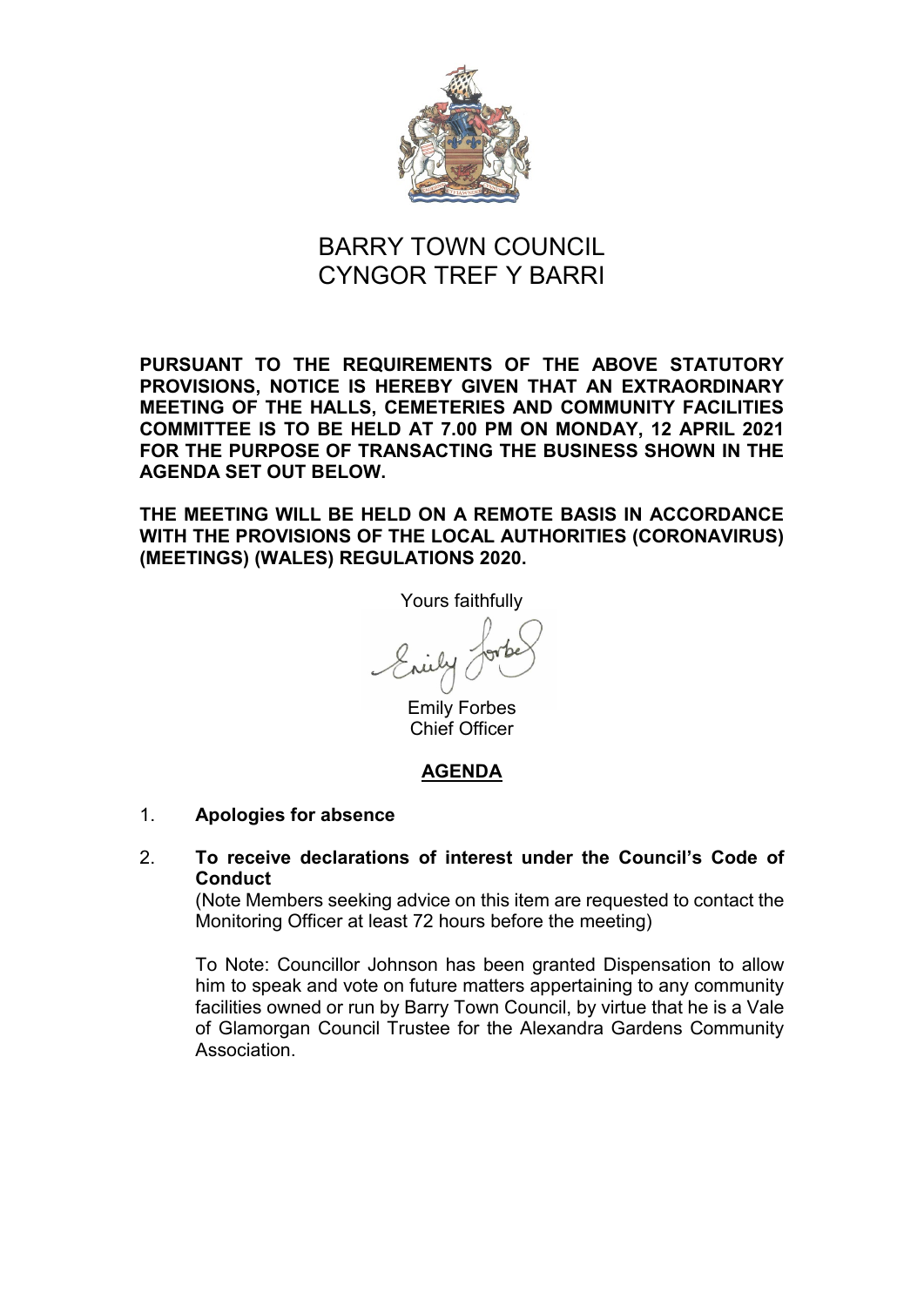# BARRY TOWN COUNCIL
# CYNGOR TREF Y BARRI

**PURSUANT TO THE REQUIREMENTS OF THE ABOVE STATUTORY PROVISIONS, NOTICE IS HEREBY GIVEN THAT AN EXTRAORDINARY MEETING OF THE HALLS, CEMETERIES AND COMMUNITY FACILITIES COMMITTEE IS TO BE HELD AT 7.00 PM ON MONDAY, 12 APRIL 2021 FOR THE PURPOSE OF TRANSACTING THE BUSINESS SHOWN IN THE AGENDA SET OUT BELOW.**

**THE MEETING WILL BE HELD ON A REMOTE BASIS IN ACCORDANCE WITH THE PROVISIONS OF THE LOCAL AUTHORITIES (CORONAVIRUS) (MEETINGS) (WALES) REGULATIONS 2020.**

Yours faithfully

Emily Forbes
Chief Officer

## AGENDA

1. **Apologies for absence**

2. **To receive declarations of interest under the Council's Code of Conduct**
   (Note Members seeking advice on this item are requested to contact the Monitoring Officer at least 72 hours before the meeting)

   To Note: Councillor Johnson has been granted Dispensation to allow him to speak and vote on future matters appertaining to any community facilities owned or run by Barry Town Council, by virtue that he is a Vale of Glamorgan Council Trustee for the Alexandra Gardens Community Association.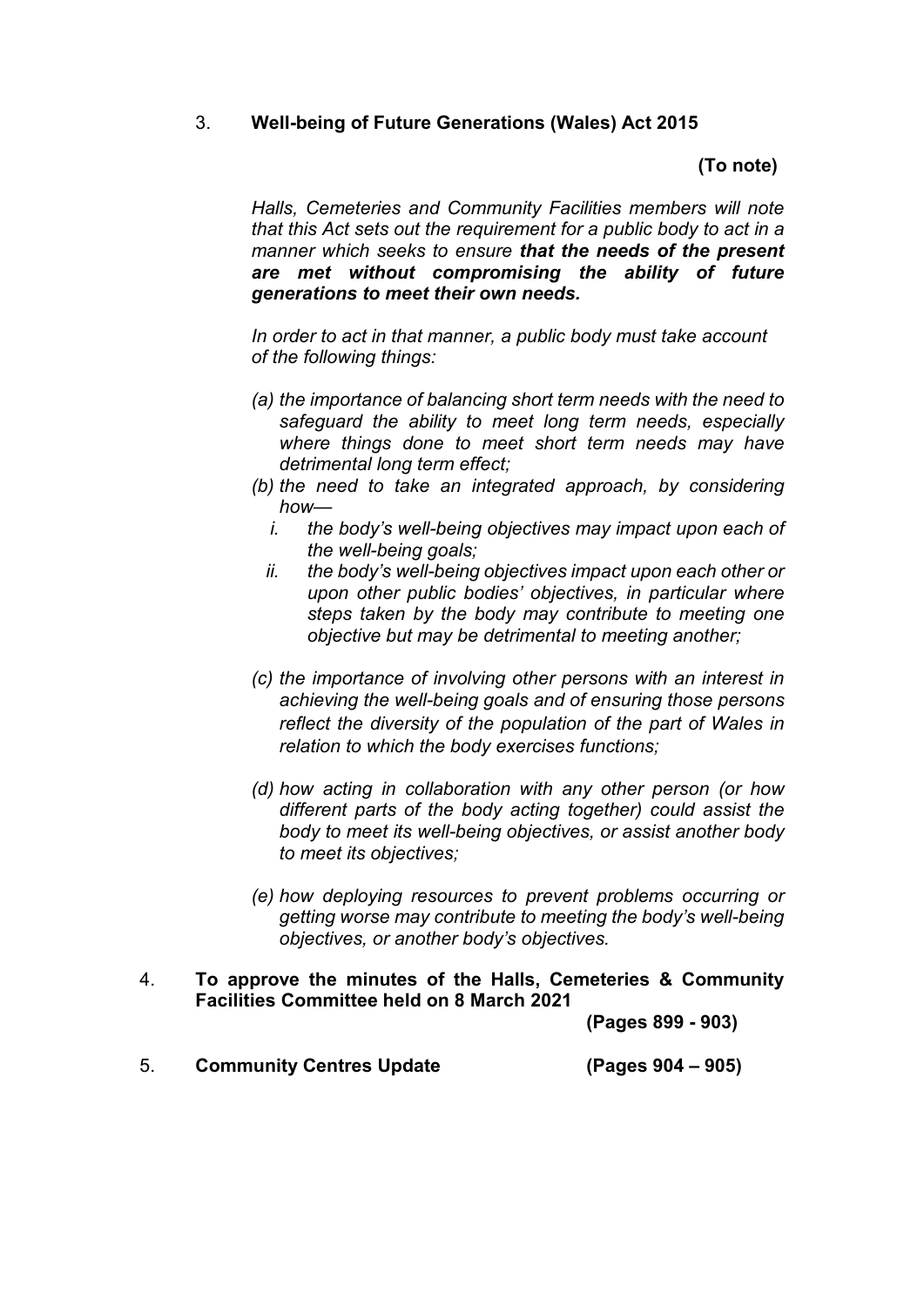3. **Well-being of Future Generations (Wales) Act 2015**

**(To note)**

*Halls, Cemeteries and Community Facilities members will note that this Act sets out the requirement for a public body to act in a manner which seeks to ensure* ***that the needs of the present are met without compromising the ability of future generations to meet their own needs.***

*In order to act in that manner, a public body must take account of the following things:*

*(a) the importance of balancing short term needs with the need to safeguard the ability to meet long term needs, especially where things done to meet short term needs may have detrimental long term effect;*

*(b) the need to take an integrated approach, by considering how—*

*i. the body's well-being objectives may impact upon each of the well-being goals;*

*ii. the body's well-being objectives impact upon each other or upon other public bodies' objectives, in particular where steps taken by the body may contribute to meeting one objective but may be detrimental to meeting another;*

*(c) the importance of involving other persons with an interest in achieving the well-being goals and of ensuring those persons reflect the diversity of the population of the part of Wales in relation to which the body exercises functions;*

*(d) how acting in collaboration with any other person (or how different parts of the body acting together) could assist the body to meet its well-being objectives, or assist another body to meet its objectives;*

*(e) how deploying resources to prevent problems occurring or getting worse may contribute to meeting the body's well-being objectives, or another body's objectives.*

4. **To approve the minutes of the Halls, Cemeteries & Community Facilities Committee held on 8 March 2021**

**(Pages 899 - 903)**

5. **Community Centres Update** **(Pages 904 – 905)**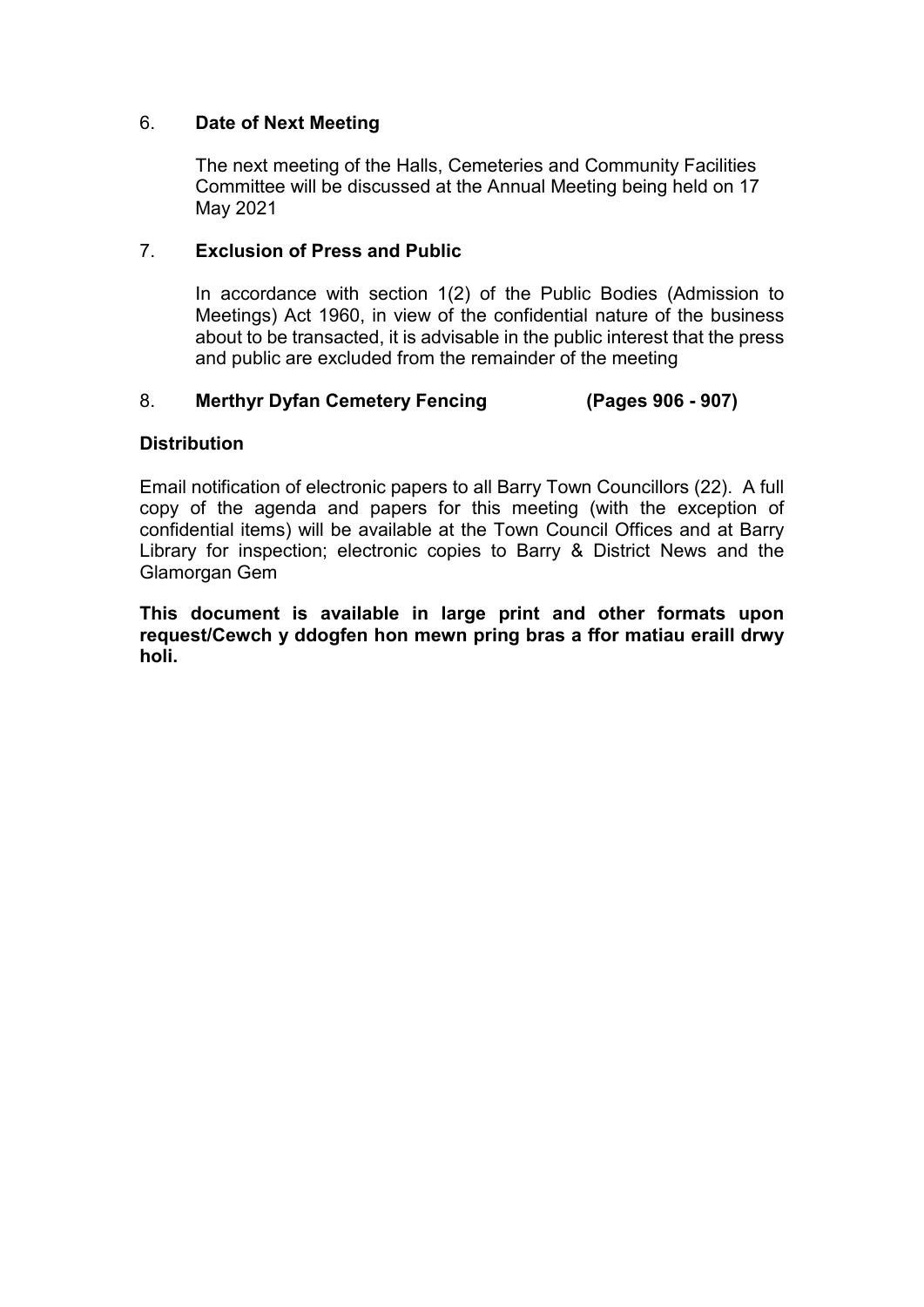6. **Date of Next Meeting**

   The next meeting of the Halls, Cemeteries and Community Facilities Committee will be discussed at the Annual Meeting being held on 17 May 2021

7. **Exclusion of Press and Public**

   In accordance with section 1(2) of the Public Bodies (Admission to Meetings) Act 1960, in view of the confidential nature of the business about to be transacted, it is advisable in the public interest that the press and public are excluded from the remainder of the meeting

8. **Merthyr Dyfan Cemetery Fencing (Pages 906 - 907)**

**Distribution**

Email notification of electronic papers to all Barry Town Councillors (22). A full copy of the agenda and papers for this meeting (with the exception of confidential items) will be available at the Town Council Offices and at Barry Library for inspection; electronic copies to Barry & District News and the Glamorgan Gem

**This document is available in large print and other formats upon request/Cewch y ddogfen hon mewn pring bras a ffor matiau eraill drwy holi.**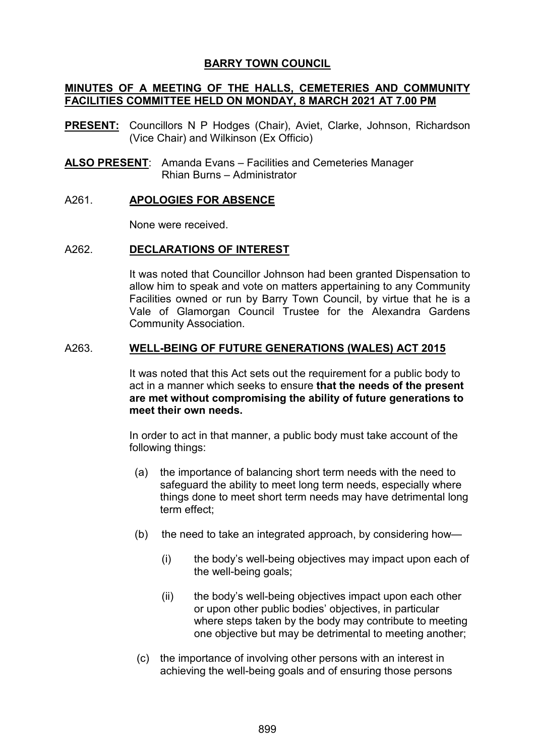**BARRY TOWN COUNCIL**

**MINUTES OF A MEETING OF THE HALLS, CEMETERIES AND COMMUNITY FACILITIES COMMITTEE HELD ON MONDAY, 8 MARCH 2021 AT 7.00 PM**

**PRESENT:** Councillors N P Hodges (Chair), Aviet, Clarke, Johnson, Richardson (Vice Chair) and Wilkinson (Ex Officio)

**ALSO PRESENT**: Amanda Evans – Facilities and Cemeteries Manager
Rhian Burns – Administrator

A261. **APOLOGIES FOR ABSENCE**

None were received.

A262. **DECLARATIONS OF INTEREST**

It was noted that Councillor Johnson had been granted Dispensation to allow him to speak and vote on matters appertaining to any Community Facilities owned or run by Barry Town Council, by virtue that he is a Vale of Glamorgan Council Trustee for the Alexandra Gardens Community Association.

A263. **WELL-BEING OF FUTURE GENERATIONS (WALES) ACT 2015**

It was noted that this Act sets out the requirement for a public body to act in a manner which seeks to ensure **that the needs of the present are met without compromising the ability of future generations to meet their own needs.**

In order to act in that manner, a public body must take account of the following things:

(a) the importance of balancing short term needs with the need to safeguard the ability to meet long term needs, especially where things done to meet short term needs may have detrimental long term effect;

(b) the need to take an integrated approach, by considering how—

(i) the body's well-being objectives may impact upon each of the well-being goals;

(ii) the body's well-being objectives impact upon each other or upon other public bodies' objectives, in particular where steps taken by the body may contribute to meeting one objective but may be detrimental to meeting another;

(c) the importance of involving other persons with an interest in achieving the well-being goals and of ensuring those persons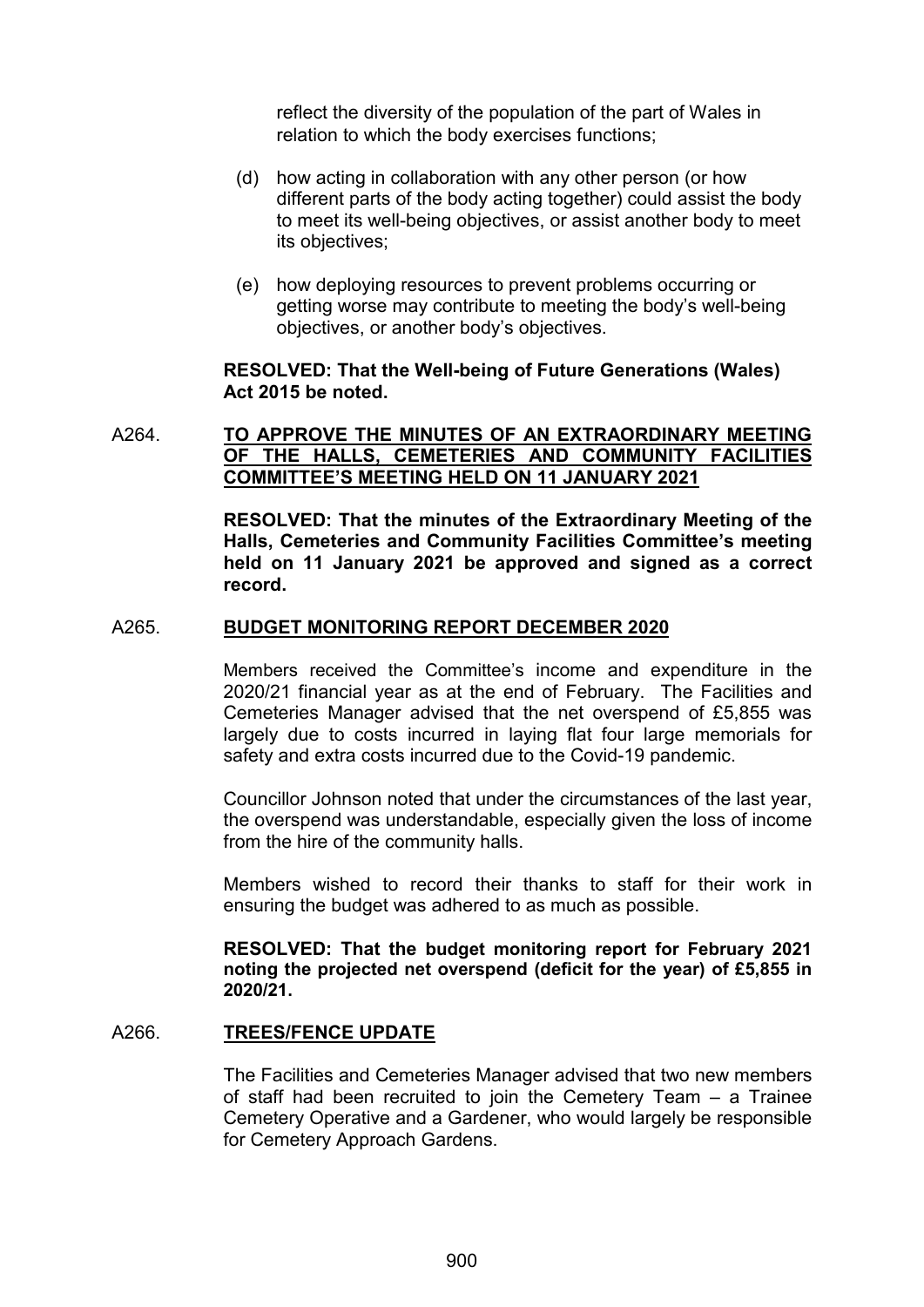reflect the diversity of the population of the part of Wales in relation to which the body exercises functions;

(d) how acting in collaboration with any other person (or how different parts of the body acting together) could assist the body to meet its well-being objectives, or assist another body to meet its objectives;

(e) how deploying resources to prevent problems occurring or getting worse may contribute to meeting the body's well-being objectives, or another body's objectives.

**RESOLVED: That the Well-being of Future Generations (Wales) Act 2015 be noted.**

A264. **TO APPROVE THE MINUTES OF AN EXTRAORDINARY MEETING OF THE HALLS, CEMETERIES AND COMMUNITY FACILITIES COMMITTEE'S MEETING HELD ON 11 JANUARY 2021**

**RESOLVED: That the minutes of the Extraordinary Meeting of the Halls, Cemeteries and Community Facilities Committee's meeting held on 11 January 2021 be approved and signed as a correct record.**

A265. **BUDGET MONITORING REPORT DECEMBER 2020**

Members received the Committee's income and expenditure in the 2020/21 financial year as at the end of February. The Facilities and Cemeteries Manager advised that the net overspend of £5,855 was largely due to costs incurred in laying flat four large memorials for safety and extra costs incurred due to the Covid-19 pandemic.

Councillor Johnson noted that under the circumstances of the last year, the overspend was understandable, especially given the loss of income from the hire of the community halls.

Members wished to record their thanks to staff for their work in ensuring the budget was adhered to as much as possible.

**RESOLVED: That the budget monitoring report for February 2021 noting the projected net overspend (deficit for the year) of £5,855 in 2020/21.**

A266. **TREES/FENCE UPDATE**

The Facilities and Cemeteries Manager advised that two new members of staff had been recruited to join the Cemetery Team – a Trainee Cemetery Operative and a Gardener, who would largely be responsible for Cemetery Approach Gardens.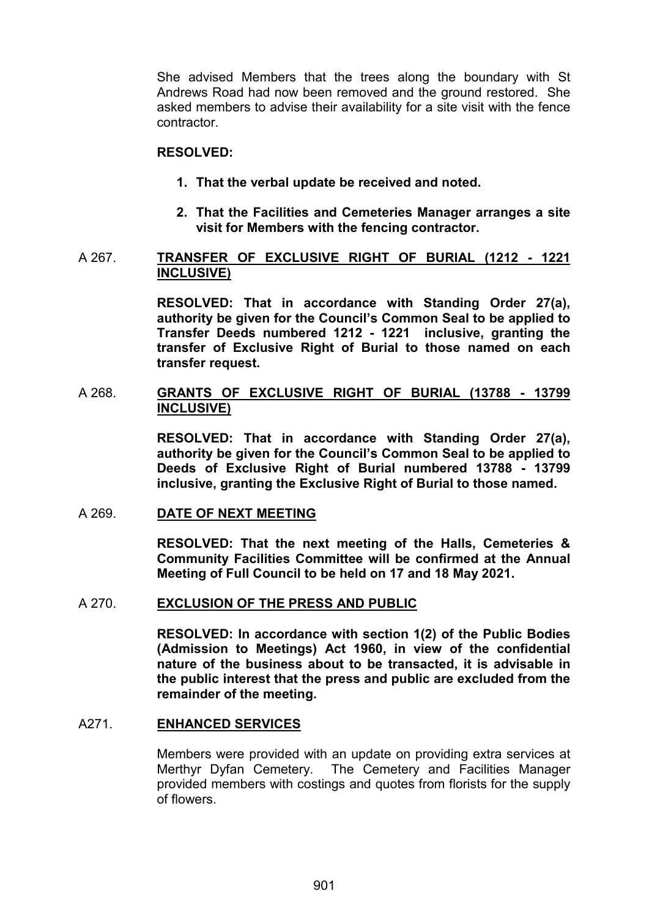She advised Members that the trees along the boundary with St Andrews Road had now been removed and the ground restored. She asked members to advise their availability for a site visit with the fence contractor.

**RESOLVED:**

1. **That the verbal update be received and noted.**

2. **That the Facilities and Cemeteries Manager arranges a site visit for Members with the fencing contractor.**

A 267. **TRANSFER OF EXCLUSIVE RIGHT OF BURIAL (1212 - 1221 INCLUSIVE)**

**RESOLVED: That in accordance with Standing Order 27(a), authority be given for the Council's Common Seal to be applied to Transfer Deeds numbered 1212 - 1221 inclusive, granting the transfer of Exclusive Right of Burial to those named on each transfer request.**

A 268. **GRANTS OF EXCLUSIVE RIGHT OF BURIAL (13788 - 13799 INCLUSIVE)**

**RESOLVED: That in accordance with Standing Order 27(a), authority be given for the Council's Common Seal to be applied to Deeds of Exclusive Right of Burial numbered 13788 - 13799 inclusive, granting the Exclusive Right of Burial to those named.**

A 269. **DATE OF NEXT MEETING**

**RESOLVED: That the next meeting of the Halls, Cemeteries & Community Facilities Committee will be confirmed at the Annual Meeting of Full Council to be held on 17 and 18 May 2021.**

A 270. **EXCLUSION OF THE PRESS AND PUBLIC**

**RESOLVED: In accordance with section 1(2) of the Public Bodies (Admission to Meetings) Act 1960, in view of the confidential nature of the business about to be transacted, it is advisable in the public interest that the press and public are excluded from the remainder of the meeting.**

A271. **ENHANCED SERVICES**

Members were provided with an update on providing extra services at Merthyr Dyfan Cemetery. The Cemetery and Facilities Manager provided members with costings and quotes from florists for the supply of flowers.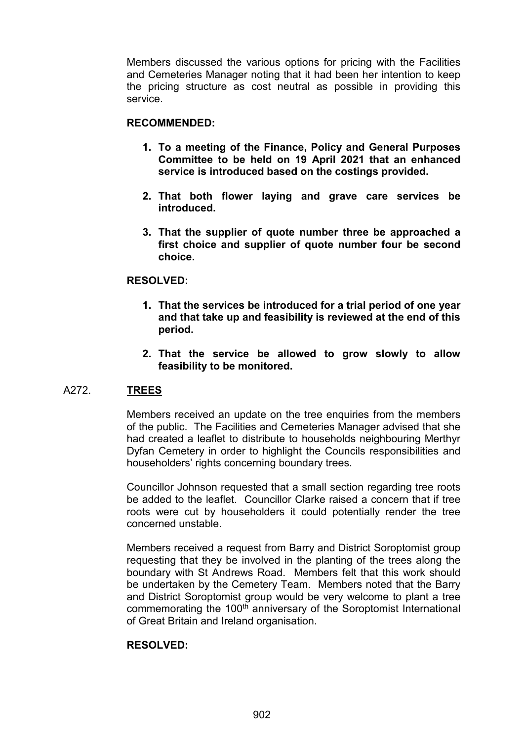Members discussed the various options for pricing with the Facilities and Cemeteries Manager noting that it had been her intention to keep the pricing structure as cost neutral as possible in providing this service.

**RECOMMENDED:**

1. **To a meeting of the Finance, Policy and General Purposes Committee to be held on 19 April 2021 that an enhanced service is introduced based on the costings provided.**

2. **That both flower laying and grave care services be introduced.**

3. **That the supplier of quote number three be approached a first choice and supplier of quote number four be second choice.**

**RESOLVED:**

1. **That the services be introduced for a trial period of one year and that take up and feasibility is reviewed at the end of this period.**

2. **That the service be allowed to grow slowly to allow feasibility to be monitored.**

## A272. **TREES**

Members received an update on the tree enquiries from the members of the public. The Facilities and Cemeteries Manager advised that she had created a leaflet to distribute to households neighbouring Merthyr Dyfan Cemetery in order to highlight the Councils responsibilities and householders' rights concerning boundary trees.

Councillor Johnson requested that a small section regarding tree roots be added to the leaflet. Councillor Clarke raised a concern that if tree roots were cut by householders it could potentially render the tree concerned unstable.

Members received a request from Barry and District Soroptomist group requesting that they be involved in the planting of the trees along the boundary with St Andrews Road. Members felt that this work should be undertaken by the Cemetery Team. Members noted that the Barry and District Soroptomist group would be very welcome to plant a tree commemorating the 100th anniversary of the Soroptomist International of Great Britain and Ireland organisation.

**RESOLVED:**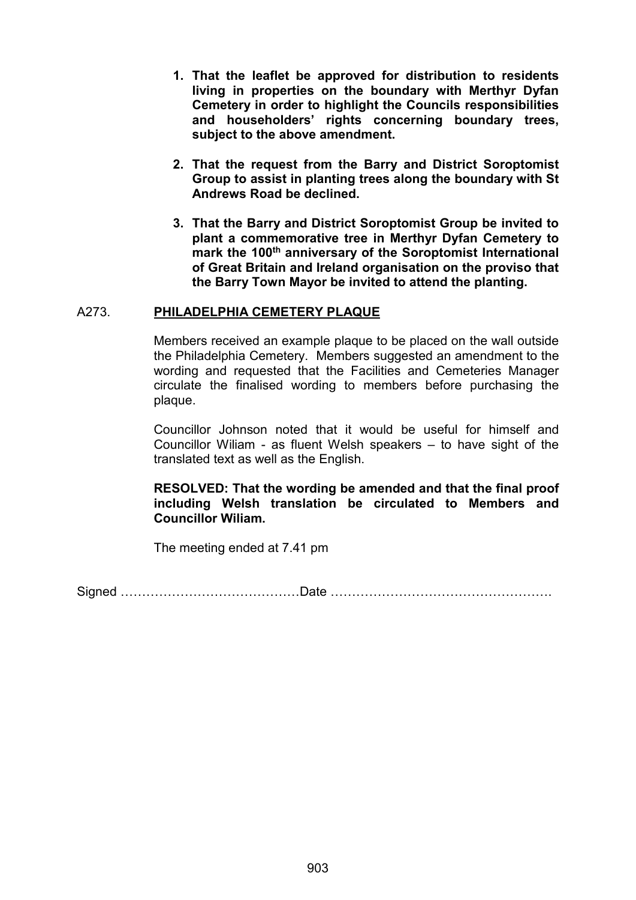1. **That the leaflet be approved for distribution to residents living in properties on the boundary with Merthyr Dyfan Cemetery in order to highlight the Councils responsibilities and householders' rights concerning boundary trees, subject to the above amendment.**

2. **That the request from the Barry and District Soroptomist Group to assist in planting trees along the boundary with St Andrews Road be declined.**

3. **That the Barry and District Soroptomist Group be invited to plant a commemorative tree in Merthyr Dyfan Cemetery to mark the 100th anniversary of the Soroptomist International of Great Britain and Ireland organisation on the proviso that the Barry Town Mayor be invited to attend the planting.**

## A273. PHILADELPHIA CEMETERY PLAQUE

Members received an example plaque to be placed on the wall outside the Philadelphia Cemetery. Members suggested an amendment to the wording and requested that the Facilities and Cemeteries Manager circulate the finalised wording to members before purchasing the plaque.

Councillor Johnson noted that it would be useful for himself and Councillor Wiliam - as fluent Welsh speakers – to have sight of the translated text as well as the English.

**RESOLVED: That the wording be amended and that the final proof including Welsh translation be circulated to Members and Councillor Wiliam.**

The meeting ended at 7.41 pm

Signed ……………………………………Date ……………………………………………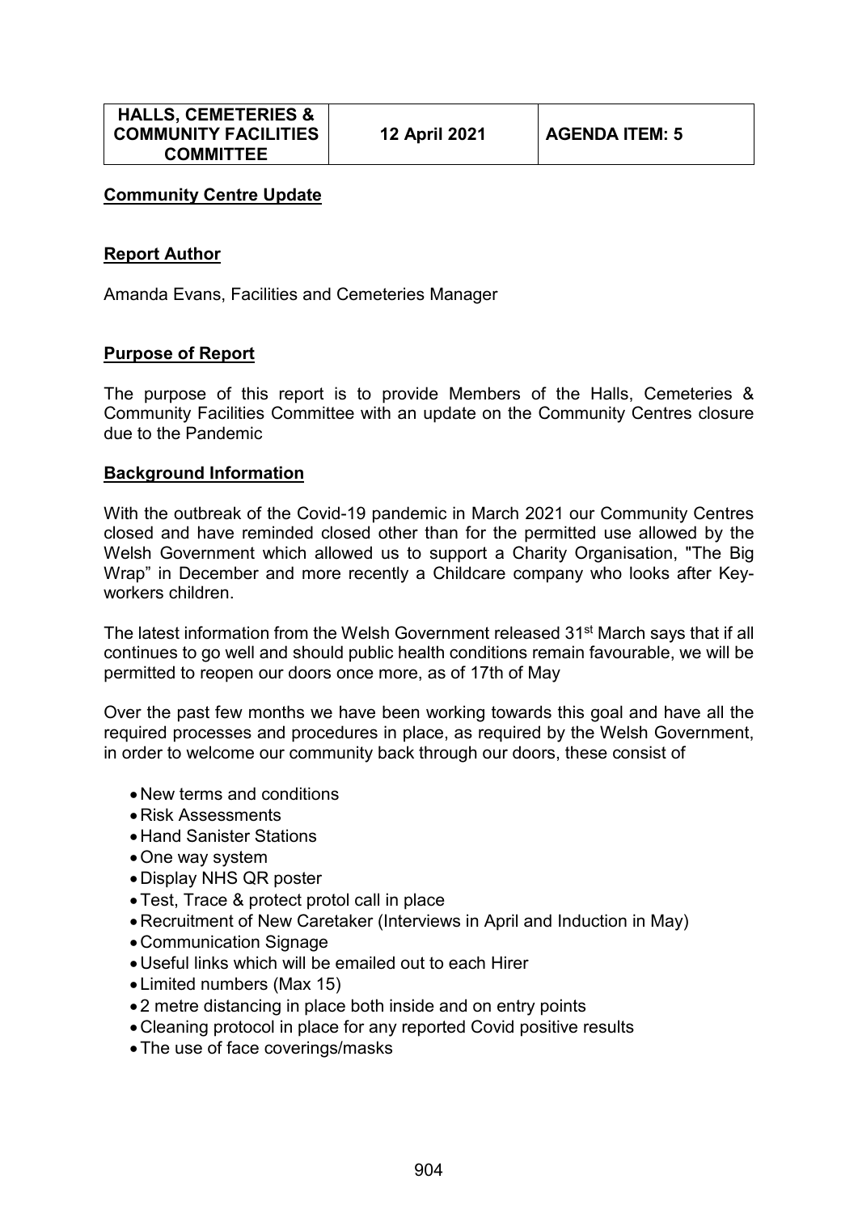| HALLS, CEMETERIES & COMMUNITY FACILITIES COMMITTEE | 12 April 2021 | AGENDA ITEM: 5 |
|---|---|---|

**Community Centre Update**

**Report Author**

Amanda Evans, Facilities and Cemeteries Manager

**Purpose of Report**

The purpose of this report is to provide Members of the Halls, Cemeteries & Community Facilities Committee with an update on the Community Centres closure due to the Pandemic

**Background Information**

With the outbreak of the Covid-19 pandemic in March 2021 our Community Centres closed and have reminded closed other than for the permitted use allowed by the Welsh Government which allowed us to support a Charity Organisation, "The Big Wrap" in December and more recently a Childcare company who looks after Key-workers children.

The latest information from the Welsh Government released 31st March says that if all continues to go well and should public health conditions remain favourable, we will be permitted to reopen our doors once more, as of 17th of May

Over the past few months we have been working towards this goal and have all the required processes and procedures in place, as required by the Welsh Government, in order to welcome our community back through our doors, these consist of

- New terms and conditions
- Risk Assessments
- Hand Sanister Stations
- One way system
- Display NHS QR poster
- Test, Trace & protect protol call in place
- Recruitment of New Caretaker (Interviews in April and Induction in May)
- Communication Signage
- Useful links which will be emailed out to each Hirer
- Limited numbers (Max 15)
- 2 metre distancing in place both inside and on entry points
- Cleaning protocol in place for any reported Covid positive results
- The use of face coverings/masks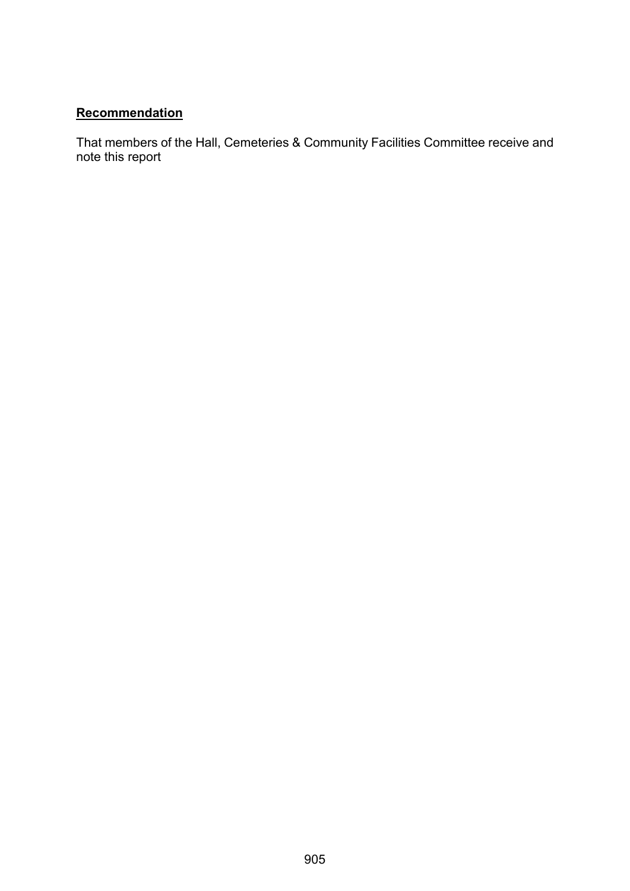**Recommendation**

That members of the Hall, Cemeteries & Community Facilities Committee receive and note this report